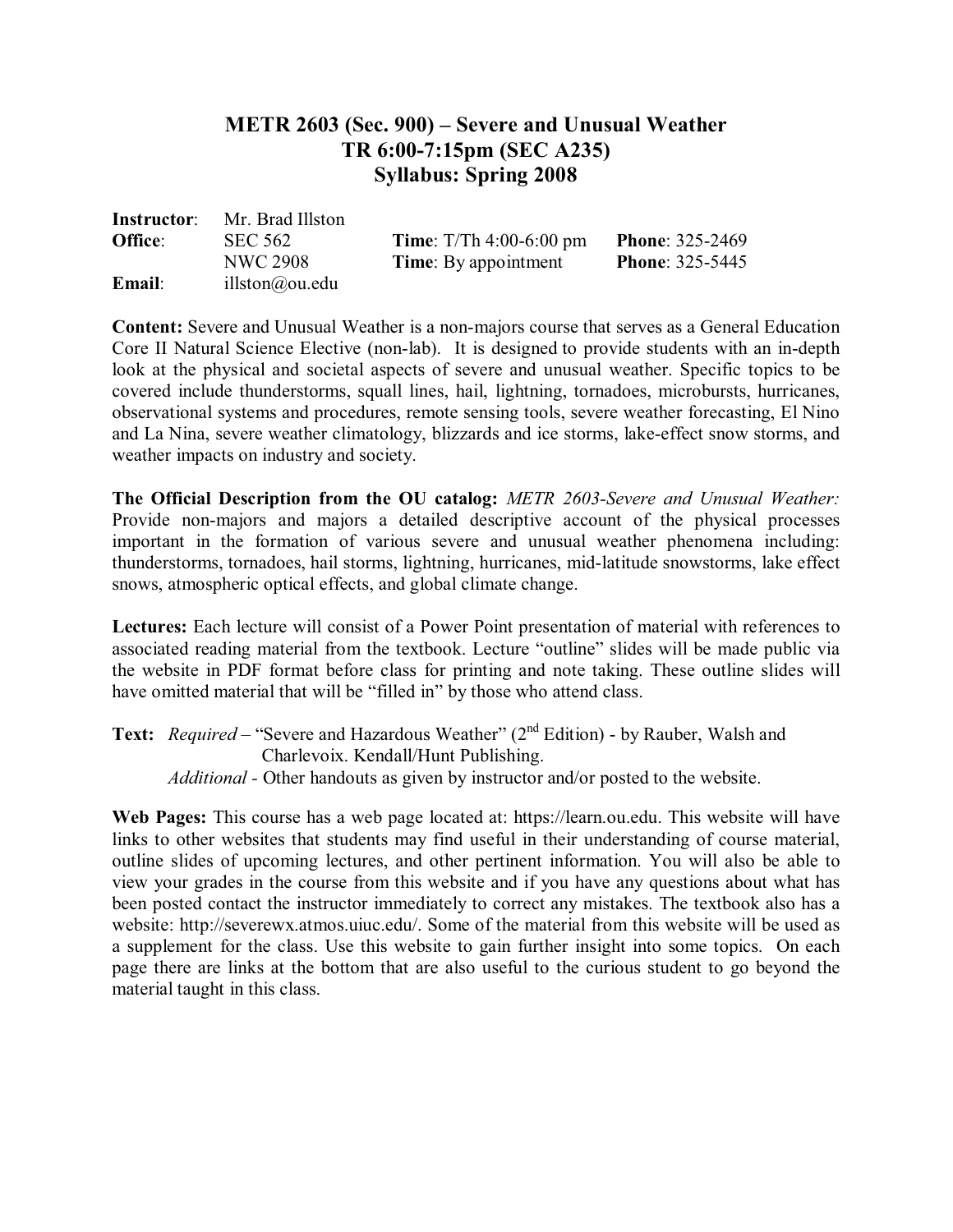# METR 2603 (Sec. 900) – Severe and Unusual Weather
## TR 6:00-7:15pm (SEC A235)
## Syllabus: Spring 2008

| | | | |
|---|---|---|---|
| **Instructor**: | Mr. Brad Illston | | |
| **Office**: | SEC 562 | **Time**: T/Th 4:00-6:00 pm | **Phone**: 325-2469 |
| | NWC 2908 | **Time**: By appointment | **Phone**: 325-5445 |
| **Email**: | illston@ou.edu | | |

**Content:** Severe and Unusual Weather is a non-majors course that serves as a General Education Core II Natural Science Elective (non-lab). It is designed to provide students with an in-depth look at the physical and societal aspects of severe and unusual weather. Specific topics to be covered include thunderstorms, squall lines, hail, lightning, tornadoes, microbursts, hurricanes, observational systems and procedures, remote sensing tools, severe weather forecasting, El Nino and La Nina, severe weather climatology, blizzards and ice storms, lake-effect snow storms, and weather impacts on industry and society.

**The Official Description from the OU catalog:** *METR 2603-Severe and Unusual Weather:* Provide non-majors and majors a detailed descriptive account of the physical processes important in the formation of various severe and unusual weather phenomena including: thunderstorms, tornadoes, hail storms, lightning, hurricanes, mid-latitude snowstorms, lake effect snows, atmospheric optical effects, and global climate change.

**Lectures:** Each lecture will consist of a Power Point presentation of material with references to associated reading material from the textbook. Lecture "outline" slides will be made public via the website in PDF format before class for printing and note taking. These outline slides will have omitted material that will be "filled in" by those who attend class.

**Text:** *Required* – "Severe and Hazardous Weather" (2nd Edition) - by Rauber, Walsh and Charlevoix. Kendall/Hunt Publishing.
*Additional* - Other handouts as given by instructor and/or posted to the website.

**Web Pages:** This course has a web page located at: https://learn.ou.edu. This website will have links to other websites that students may find useful in their understanding of course material, outline slides of upcoming lectures, and other pertinent information. You will also be able to view your grades in the course from this website and if you have any questions about what has been posted contact the instructor immediately to correct any mistakes. The textbook also has a website: http://severewx.atmos.uiuc.edu/. Some of the material from this website will be used as a supplement for the class. Use this website to gain further insight into some topics. On each page there are links at the bottom that are also useful to the curious student to go beyond the material taught in this class.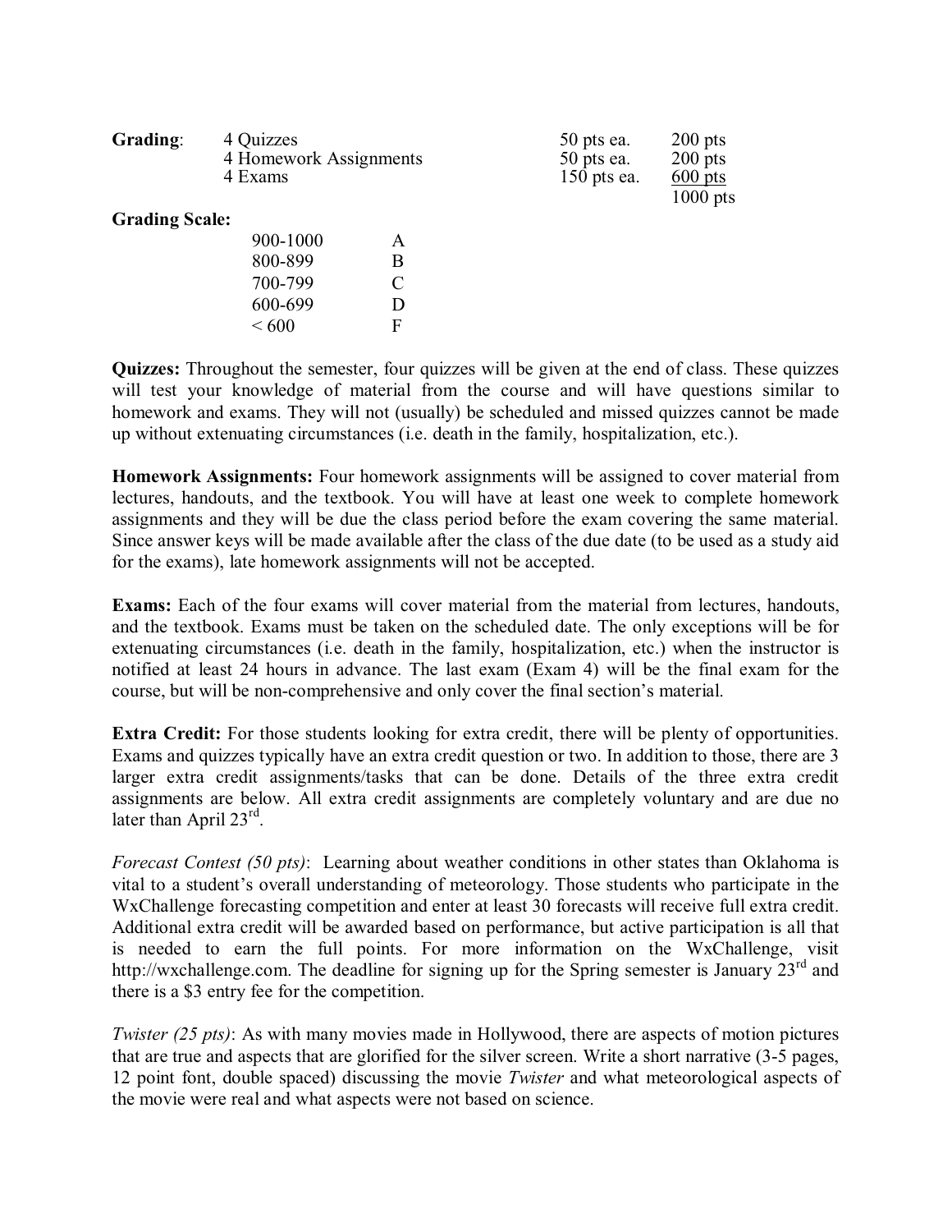**Grading**:

| | | |
|---|---|---|
| 4 Quizzes | 50 pts ea. | 200 pts |
| 4 Homework Assignments | 50 pts ea. | 200 pts |
| 4 Exams | 150 pts ea. | 600 pts |
| | | 1000 pts |

**Grading Scale:**

| | |
|---|---|
| 900-1000 | A |
| 800-899 | B |
| 700-799 | C |
| 600-699 | D |
| < 600 | F |

**Quizzes:** Throughout the semester, four quizzes will be given at the end of class. These quizzes will test your knowledge of material from the course and will have questions similar to homework and exams. They will not (usually) be scheduled and missed quizzes cannot be made up without extenuating circumstances (i.e. death in the family, hospitalization, etc.).

**Homework Assignments:** Four homework assignments will be assigned to cover material from lectures, handouts, and the textbook. You will have at least one week to complete homework assignments and they will be due the class period before the exam covering the same material. Since answer keys will be made available after the class of the due date (to be used as a study aid for the exams), late homework assignments will not be accepted.

**Exams:** Each of the four exams will cover material from the material from lectures, handouts, and the textbook. Exams must be taken on the scheduled date. The only exceptions will be for extenuating circumstances (i.e. death in the family, hospitalization, etc.) when the instructor is notified at least 24 hours in advance. The last exam (Exam 4) will be the final exam for the course, but will be non-comprehensive and only cover the final section's material.

**Extra Credit:** For those students looking for extra credit, there will be plenty of opportunities. Exams and quizzes typically have an extra credit question or two. In addition to those, there are 3 larger extra credit assignments/tasks that can be done. Details of the three extra credit assignments are below. All extra credit assignments are completely voluntary and are due no later than April 23rd.

*Forecast Contest (50 pts)*: Learning about weather conditions in other states than Oklahoma is vital to a student's overall understanding of meteorology. Those students who participate in the WxChallenge forecasting competition and enter at least 30 forecasts will receive full extra credit. Additional extra credit will be awarded based on performance, but active participation is all that is needed to earn the full points. For more information on the WxChallenge, visit http://wxchallenge.com. The deadline for signing up for the Spring semester is January 23rd and there is a $3 entry fee for the competition.

*Twister (25 pts)*: As with many movies made in Hollywood, there are aspects of motion pictures that are true and aspects that are glorified for the silver screen. Write a short narrative (3-5 pages, 12 point font, double spaced) discussing the movie *Twister* and what meteorological aspects of the movie were real and what aspects were not based on science.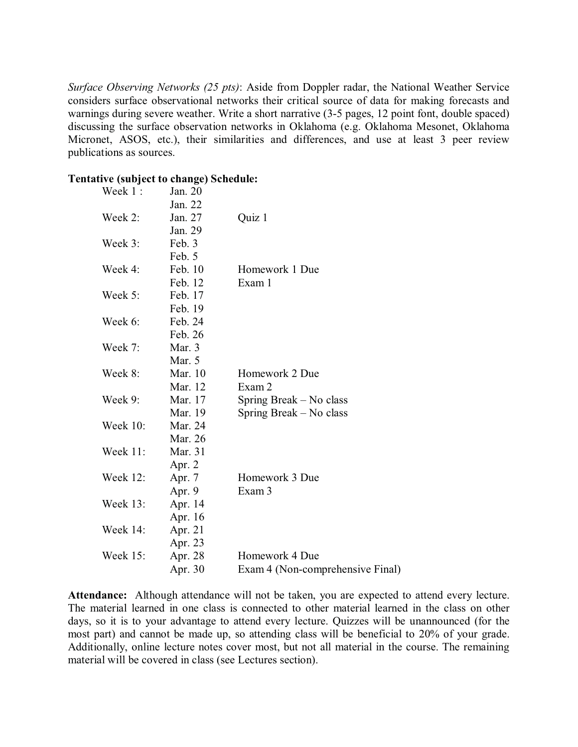*Surface Observing Networks (25 pts)*: Aside from Doppler radar, the National Weather Service considers surface observational networks their critical source of data for making forecasts and warnings during severe weather. Write a short narrative (3-5 pages, 12 point font, double spaced) discussing the surface observation networks in Oklahoma (e.g. Oklahoma Mesonet, Oklahoma Micronet, ASOS, etc.), their similarities and differences, and use at least 3 peer review publications as sources.

**Tentative (subject to change) Schedule:**

| Week | Date | Event |
|---|---|---|
| Week 1 : | Jan. 20 | |
| | Jan. 22 | |
| Week 2: | Jan. 27 | Quiz 1 |
| | Jan. 29 | |
| Week 3: | Feb. 3 | |
| | Feb. 5 | |
| Week 4: | Feb. 10 | Homework 1 Due |
| | Feb. 12 | Exam 1 |
| Week 5: | Feb. 17 | |
| | Feb. 19 | |
| Week 6: | Feb. 24 | |
| | Feb. 26 | |
| Week 7: | Mar. 3 | |
| | Mar. 5 | |
| Week 8: | Mar. 10 | Homework 2 Due |
| | Mar. 12 | Exam 2 |
| Week 9: | Mar. 17 | Spring Break – No class |
| | Mar. 19 | Spring Break – No class |
| Week 10: | Mar. 24 | |
| | Mar. 26 | |
| Week 11: | Mar. 31 | |
| | Apr. 2 | |
| Week 12: | Apr. 7 | Homework 3 Due |
| | Apr. 9 | Exam 3 |
| Week 13: | Apr. 14 | |
| | Apr. 16 | |
| Week 14: | Apr. 21 | |
| | Apr. 23 | |
| Week 15: | Apr. 28 | Homework 4 Due |
| | Apr. 30 | Exam 4 (Non-comprehensive Final) |

**Attendance:** Although attendance will not be taken, you are expected to attend every lecture. The material learned in one class is connected to other material learned in the class on other days, so it is to your advantage to attend every lecture. Quizzes will be unannounced (for the most part) and cannot be made up, so attending class will be beneficial to 20% of your grade. Additionally, online lecture notes cover most, but not all material in the course. The remaining material will be covered in class (see Lectures section).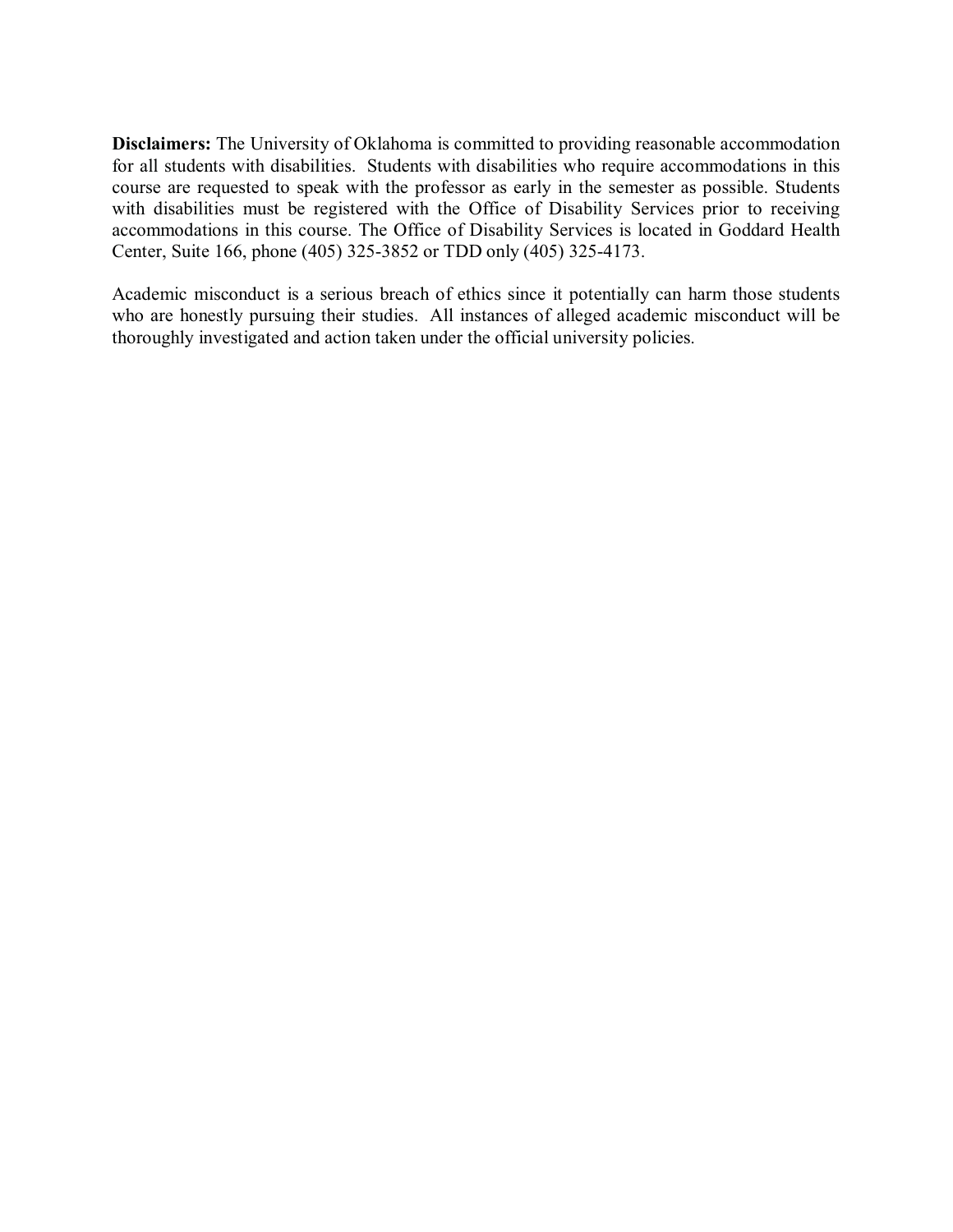**Disclaimers:** The University of Oklahoma is committed to providing reasonable accommodation for all students with disabilities. Students with disabilities who require accommodations in this course are requested to speak with the professor as early in the semester as possible. Students with disabilities must be registered with the Office of Disability Services prior to receiving accommodations in this course. The Office of Disability Services is located in Goddard Health Center, Suite 166, phone (405) 325-3852 or TDD only (405) 325-4173.

Academic misconduct is a serious breach of ethics since it potentially can harm those students who are honestly pursuing their studies. All instances of alleged academic misconduct will be thoroughly investigated and action taken under the official university policies.